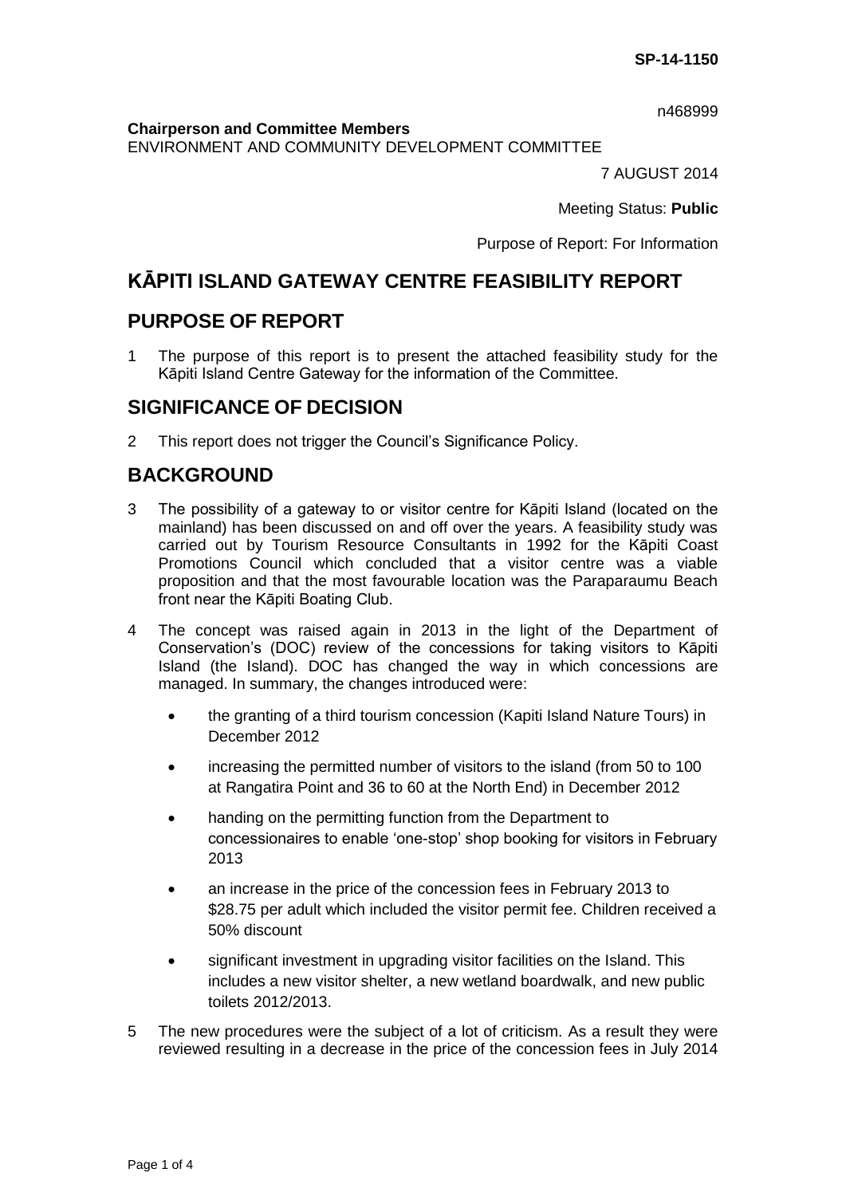**SP-14-1150**

n468999

**Chairperson and Committee Members**
ENVIRONMENT AND COMMUNITY DEVELOPMENT COMMITTEE

7 AUGUST 2014

Meeting Status: **Public**

Purpose of Report: For Information

# KĀPITI ISLAND GATEWAY CENTRE FEASIBILITY REPORT

## PURPOSE OF REPORT

1 The purpose of this report is to present the attached feasibility study for the Kāpiti Island Centre Gateway for the information of the Committee.

## SIGNIFICANCE OF DECISION

2 This report does not trigger the Council's Significance Policy.

## BACKGROUND

3 The possibility of a gateway to or visitor centre for Kāpiti Island (located on the mainland) has been discussed on and off over the years. A feasibility study was carried out by Tourism Resource Consultants in 1992 for the Kāpiti Coast Promotions Council which concluded that a visitor centre was a viable proposition and that the most favourable location was the Paraparaumu Beach front near the Kāpiti Boating Club.

4 The concept was raised again in 2013 in the light of the Department of Conservation's (DOC) review of the concessions for taking visitors to Kāpiti Island (the Island). DOC has changed the way in which concessions are managed. In summary, the changes introduced were:

- the granting of a third tourism concession (Kapiti Island Nature Tours) in December 2012
- increasing the permitted number of visitors to the island (from 50 to 100 at Rangatira Point and 36 to 60 at the North End) in December 2012
- handing on the permitting function from the Department to concessionaires to enable 'one-stop' shop booking for visitors in February 2013
- an increase in the price of the concession fees in February 2013 to \$28.75 per adult which included the visitor permit fee. Children received a 50% discount
- significant investment in upgrading visitor facilities on the Island. This includes a new visitor shelter, a new wetland boardwalk, and new public toilets 2012/2013.

5 The new procedures were the subject of a lot of criticism. As a result they were reviewed resulting in a decrease in the price of the concession fees in July 2014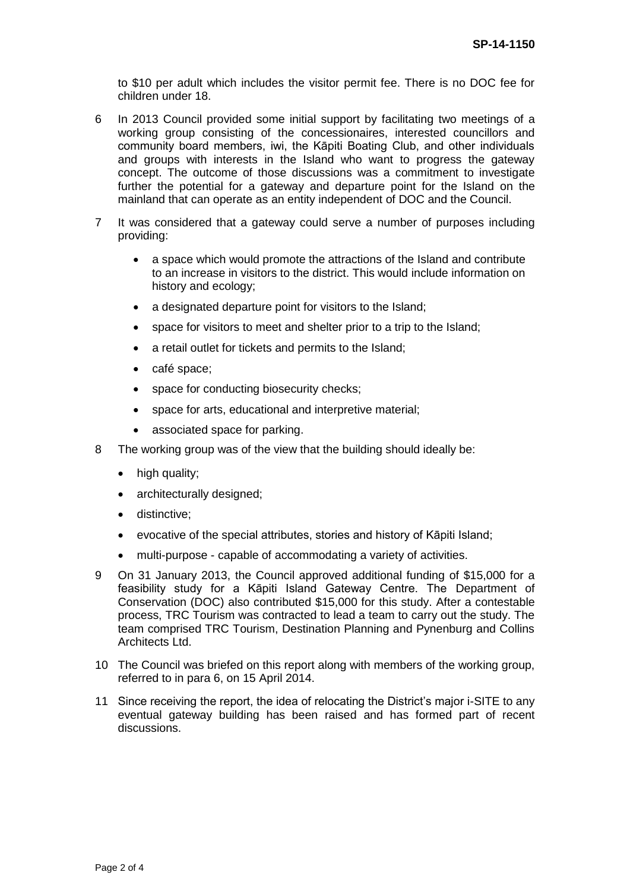to $10 per adult which includes the visitor permit fee. There is no DOC fee for children under 18.

6 In 2013 Council provided some initial support by facilitating two meetings of a working group consisting of the concessionaires, interested councillors and community board members, iwi, the Kāpiti Boating Club, and other individuals and groups with interests in the Island who want to progress the gateway concept. The outcome of those discussions was a commitment to investigate further the potential for a gateway and departure point for the Island on the mainland that can operate as an entity independent of DOC and the Council.

7 It was considered that a gateway could serve a number of purposes including providing:

- a space which would promote the attractions of the Island and contribute to an increase in visitors to the district. This would include information on history and ecology;
- a designated departure point for visitors to the Island;
- space for visitors to meet and shelter prior to a trip to the Island;
- a retail outlet for tickets and permits to the Island;
- café space;
- space for conducting biosecurity checks;
- space for arts, educational and interpretive material;
- associated space for parking.

8 The working group was of the view that the building should ideally be:

- high quality;
- architecturally designed;
- distinctive;
- evocative of the special attributes, stories and history of Kāpiti Island;
- multi-purpose - capable of accommodating a variety of activities.

9 On 31 January 2013, the Council approved additional funding of $15,000 for a feasibility study for a Kāpiti Island Gateway Centre. The Department of Conservation (DOC) also contributed $15,000 for this study. After a contestable process, TRC Tourism was contracted to lead a team to carry out the study. The team comprised TRC Tourism, Destination Planning and Pynenburg and Collins Architects Ltd.

10 The Council was briefed on this report along with members of the working group, referred to in para 6, on 15 April 2014.

11 Since receiving the report, the idea of relocating the District's major i-SITE to any eventual gateway building has been raised and has formed part of recent discussions.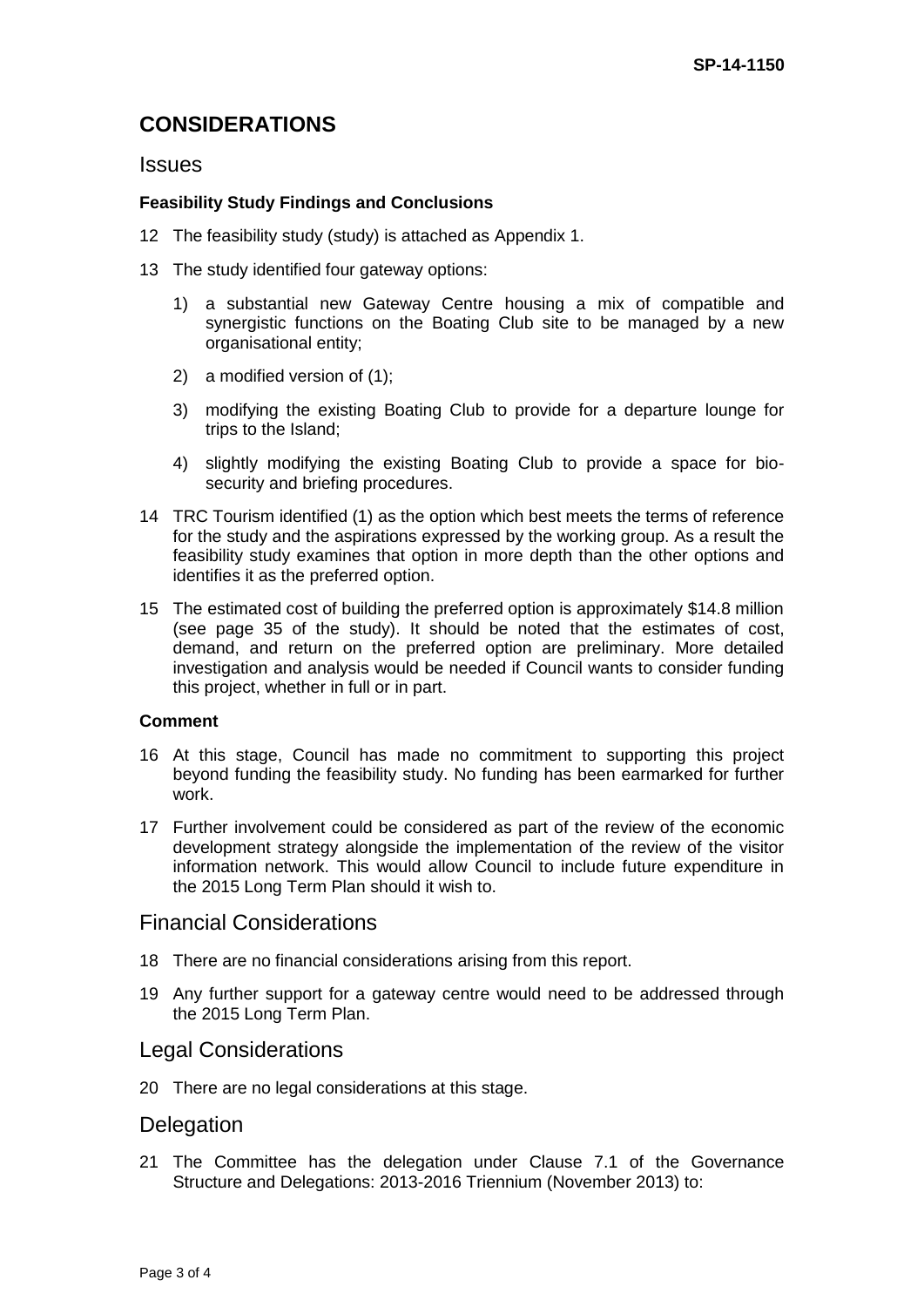## CONSIDERATIONS

### Issues

**Feasibility Study Findings and Conclusions**

12 The feasibility study (study) is attached as Appendix 1.

13 The study identified four gateway options:

1) a substantial new Gateway Centre housing a mix of compatible and synergistic functions on the Boating Club site to be managed by a new organisational entity;

2) a modified version of (1);

3) modifying the existing Boating Club to provide for a departure lounge for trips to the Island;

4) slightly modifying the existing Boating Club to provide a space for bio-security and briefing procedures.

14 TRC Tourism identified (1) as the option which best meets the terms of reference for the study and the aspirations expressed by the working group. As a result the feasibility study examines that option in more depth than the other options and identifies it as the preferred option.

15 The estimated cost of building the preferred option is approximately $14.8 million (see page 35 of the study). It should be noted that the estimates of cost, demand, and return on the preferred option are preliminary. More detailed investigation and analysis would be needed if Council wants to consider funding this project, whether in full or in part.

**Comment**

16 At this stage, Council has made no commitment to supporting this project beyond funding the feasibility study. No funding has been earmarked for further work.

17 Further involvement could be considered as part of the review of the economic development strategy alongside the implementation of the review of the visitor information network. This would allow Council to include future expenditure in the 2015 Long Term Plan should it wish to.

### Financial Considerations

18 There are no financial considerations arising from this report.

19 Any further support for a gateway centre would need to be addressed through the 2015 Long Term Plan.

### Legal Considerations

20 There are no legal considerations at this stage.

### Delegation

21 The Committee has the delegation under Clause 7.1 of the Governance Structure and Delegations: 2013-2016 Triennium (November 2013) to: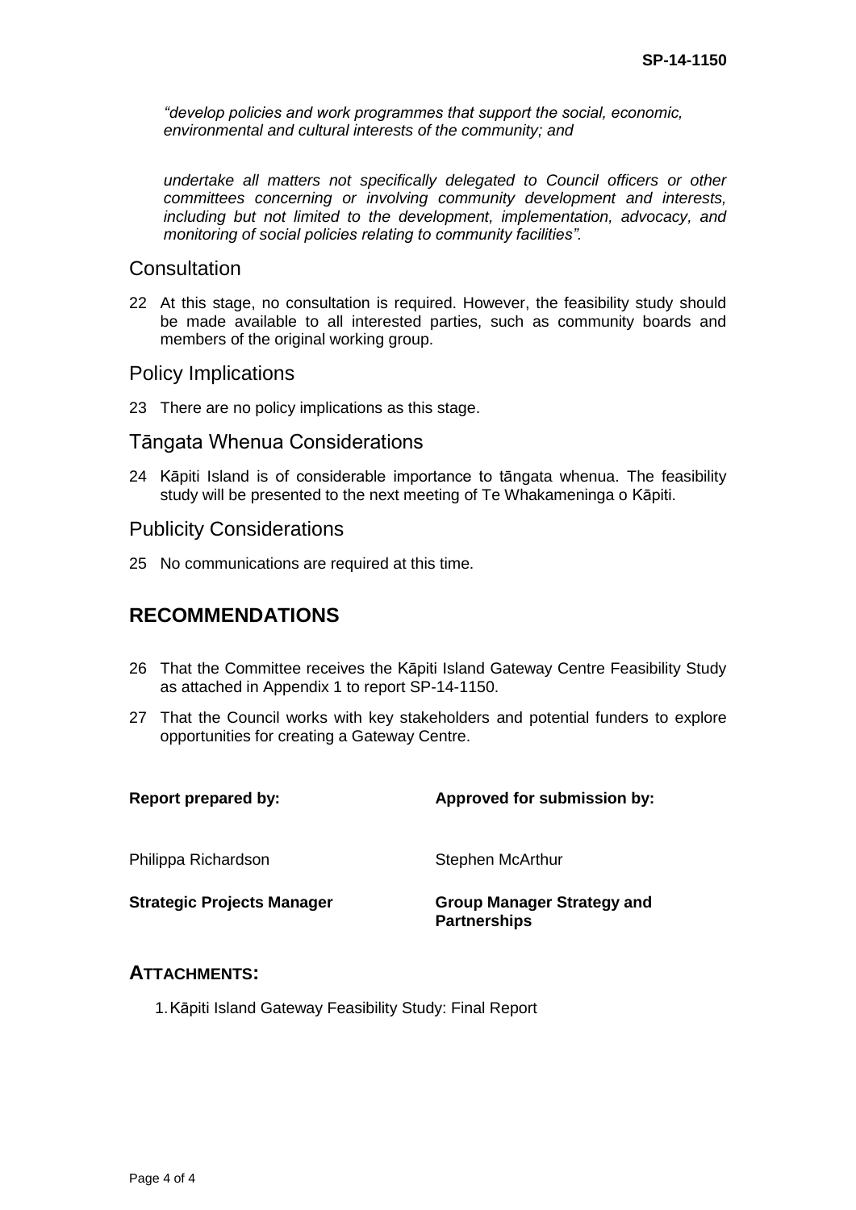*"develop policies and work programmes that support the social, economic, environmental and cultural interests of the community; and*

*undertake all matters not specifically delegated to Council officers or other committees concerning or involving community development and interests, including but not limited to the development, implementation, advocacy, and monitoring of social policies relating to community facilities".*

## Consultation

22 At this stage, no consultation is required. However, the feasibility study should be made available to all interested parties, such as community boards and members of the original working group.

## Policy Implications

23 There are no policy implications as this stage.

## Tāngata Whenua Considerations

24 Kāpiti Island is of considerable importance to tāngata whenua. The feasibility study will be presented to the next meeting of Te Whakameninga o Kāpiti.

## Publicity Considerations

25 No communications are required at this time.

# RECOMMENDATIONS

26 That the Committee receives the Kāpiti Island Gateway Centre Feasibility Study as attached in Appendix 1 to report SP-14-1150.

27 That the Council works with key stakeholders and potential funders to explore opportunities for creating a Gateway Centre.

| | |
|---|---|
| **Report prepared by:** | **Approved for submission by:** |
| Philippa Richardson | Stephen McArthur |
| **Strategic Projects Manager** | **Group Manager Strategy and Partnerships** |

## ATTACHMENTS:

1. Kāpiti Island Gateway Feasibility Study: Final Report